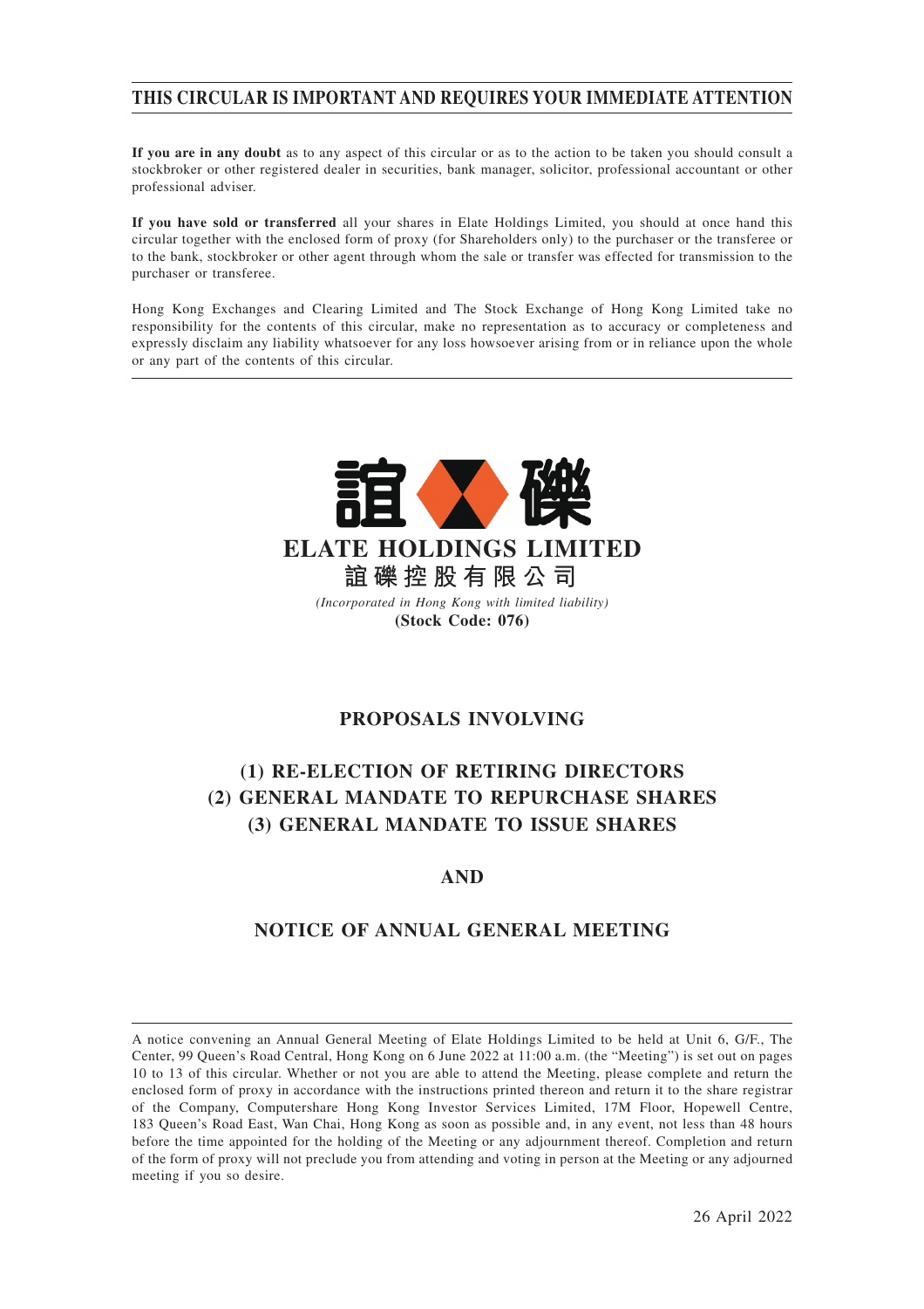# THIS CIRCULAR IS IMPORTANT AND REQUIRES YOUR IMMEDIATE ATTENTION

**If you are in any doubt** as to any aspect of this circular or as to the action to be taken you should consult a stockbroker or other registered dealer in securities, bank manager, solicitor, professional accountant or other professional adviser.

**If you have sold or transferred** all your shares in Elate Holdings Limited, you should at once hand this circular together with the enclosed form of proxy (for Shareholders only) to the purchaser or the transferee or to the bank, stockbroker or other agent through whom the sale or transfer was effected for transmission to the purchaser or transferee.

Hong Kong Exchanges and Clearing Limited and The Stock Exchange of Hong Kong Limited take no responsibility for the contents of this circular, make no representation as to accuracy or completeness and expressly disclaim any liability whatsoever for any loss howsoever arising from or in reliance upon the whole or any part of the contents of this circular.

誼礫

**ELATE HOLDINGS LIMITED**

**誼礫控股有限公司**

*(Incorporated in Hong Kong with limited liability)*

**(Stock Code: 076)**

## PROPOSALS INVOLVING

## (1) RE-ELECTION OF RETIRING DIRECTORS
## (2) GENERAL MANDATE TO REPURCHASE SHARES
## (3) GENERAL MANDATE TO ISSUE SHARES

## AND

## NOTICE OF ANNUAL GENERAL MEETING

A notice convening an Annual General Meeting of Elate Holdings Limited to be held at Unit 6, G/F., The Center, 99 Queen's Road Central, Hong Kong on 6 June 2022 at 11:00 a.m. (the "Meeting") is set out on pages 10 to 13 of this circular. Whether or not you are able to attend the Meeting, please complete and return the enclosed form of proxy in accordance with the instructions printed thereon and return it to the share registrar of the Company, Computershare Hong Kong Investor Services Limited, 17M Floor, Hopewell Centre, 183 Queen's Road East, Wan Chai, Hong Kong as soon as possible and, in any event, not less than 48 hours before the time appointed for the holding of the Meeting or any adjournment thereof. Completion and return of the form of proxy will not preclude you from attending and voting in person at the Meeting or any adjourned meeting if you so desire.

26 April 2022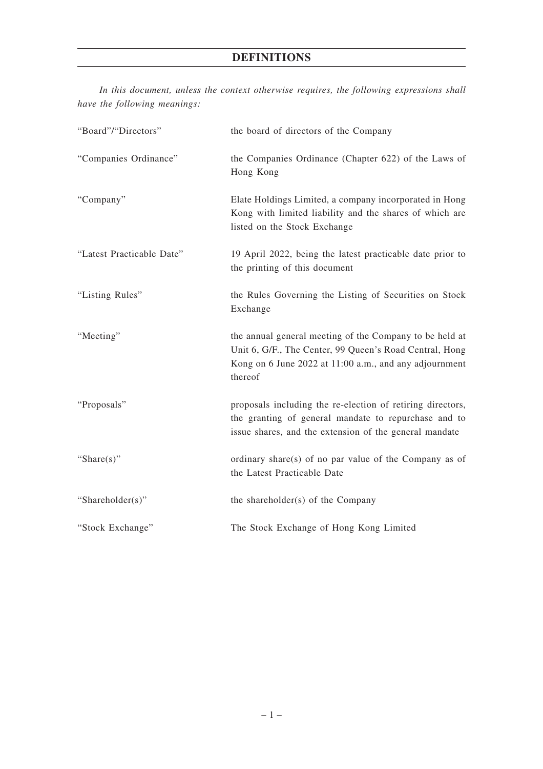# DEFINITIONS

*In this document, unless the context otherwise requires, the following expressions shall have the following meanings:*

| | |
|---|---|
| "Board"/"Directors" | the board of directors of the Company |
| "Companies Ordinance" | the Companies Ordinance (Chapter 622) of the Laws of Hong Kong |
| "Company" | Elate Holdings Limited, a company incorporated in Hong Kong with limited liability and the shares of which are listed on the Stock Exchange |
| "Latest Practicable Date" | 19 April 2022, being the latest practicable date prior to the printing of this document |
| "Listing Rules" | the Rules Governing the Listing of Securities on Stock Exchange |
| "Meeting" | the annual general meeting of the Company to be held at Unit 6, G/F., The Center, 99 Queen's Road Central, Hong Kong on 6 June 2022 at 11:00 a.m., and any adjournment thereof |
| "Proposals" | proposals including the re-election of retiring directors, the granting of general mandate to repurchase and to issue shares, and the extension of the general mandate |
| "Share(s)" | ordinary share(s) of no par value of the Company as of the Latest Practicable Date |
| "Shareholder(s)" | the shareholder(s) of the Company |
| "Stock Exchange" | The Stock Exchange of Hong Kong Limited |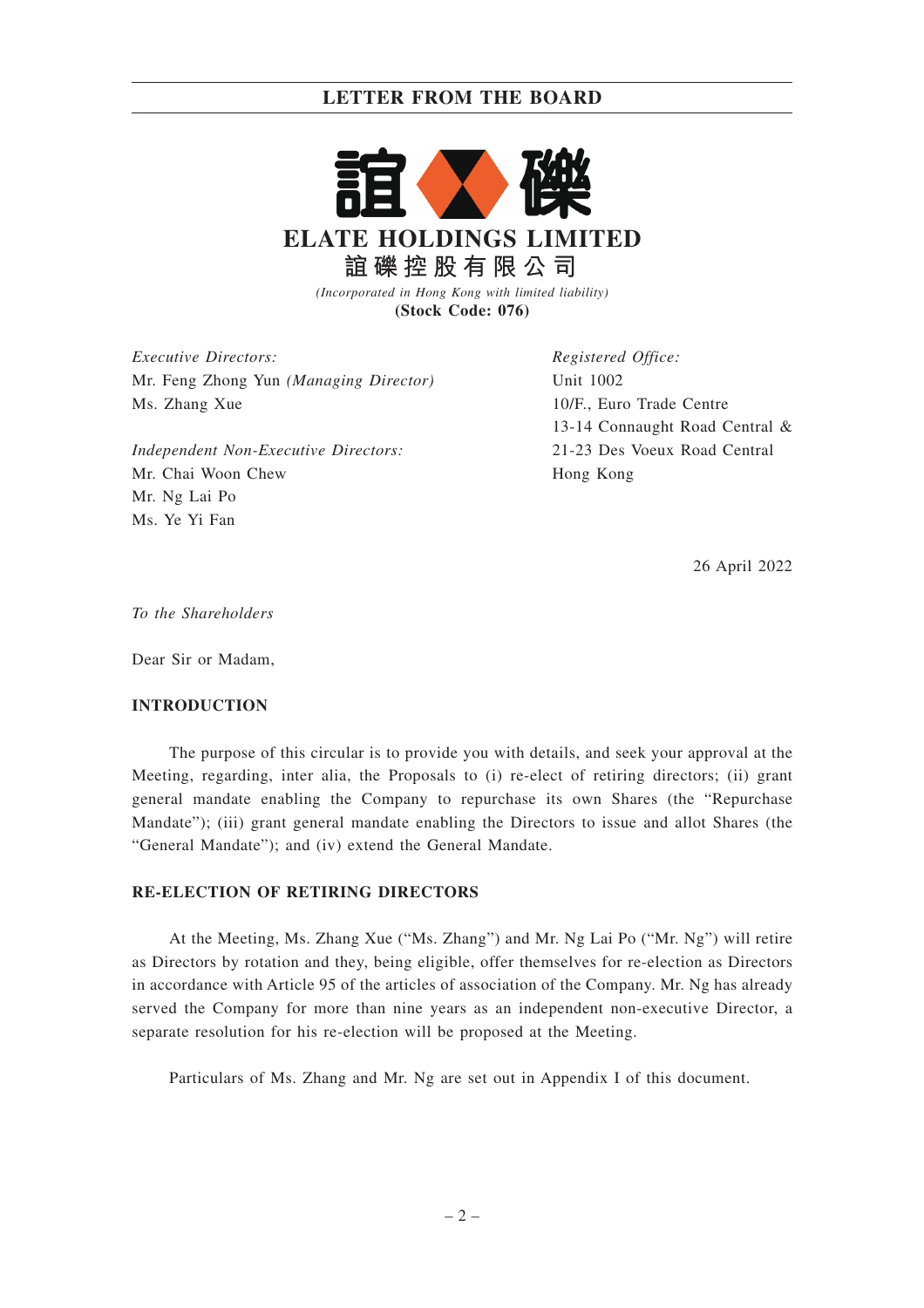# ELATE HOLDINGS LIMITED

**誼礫控股有限公司**

*(Incorporated in Hong Kong with limited liability)*

**(Stock Code: 076)**

*Executive Directors:*
Mr. Feng Zhong Yun *(Managing Director)*
Ms. Zhang Xue

*Independent Non-Executive Directors:*
Mr. Chai Woon Chew
Mr. Ng Lai Po
Ms. Ye Yi Fan

*Registered Office:*
Unit 1002
10/F., Euro Trade Centre
13-14 Connaught Road Central &
21-23 Des Voeux Road Central
Hong Kong

26 April 2022

*To the Shareholders*

Dear Sir or Madam,

**INTRODUCTION**

The purpose of this circular is to provide you with details, and seek your approval at the Meeting, regarding, inter alia, the Proposals to (i) re-elect of retiring directors; (ii) grant general mandate enabling the Company to repurchase its own Shares (the "Repurchase Mandate"); (iii) grant general mandate enabling the Directors to issue and allot Shares (the "General Mandate"); and (iv) extend the General Mandate.

**RE-ELECTION OF RETIRING DIRECTORS**

At the Meeting, Ms. Zhang Xue ("Ms. Zhang") and Mr. Ng Lai Po ("Mr. Ng") will retire as Directors by rotation and they, being eligible, offer themselves for re-election as Directors in accordance with Article 95 of the articles of association of the Company. Mr. Ng has already served the Company for more than nine years as an independent non-executive Director, a separate resolution for his re-election will be proposed at the Meeting.

Particulars of Ms. Zhang and Mr. Ng are set out in Appendix I of this document.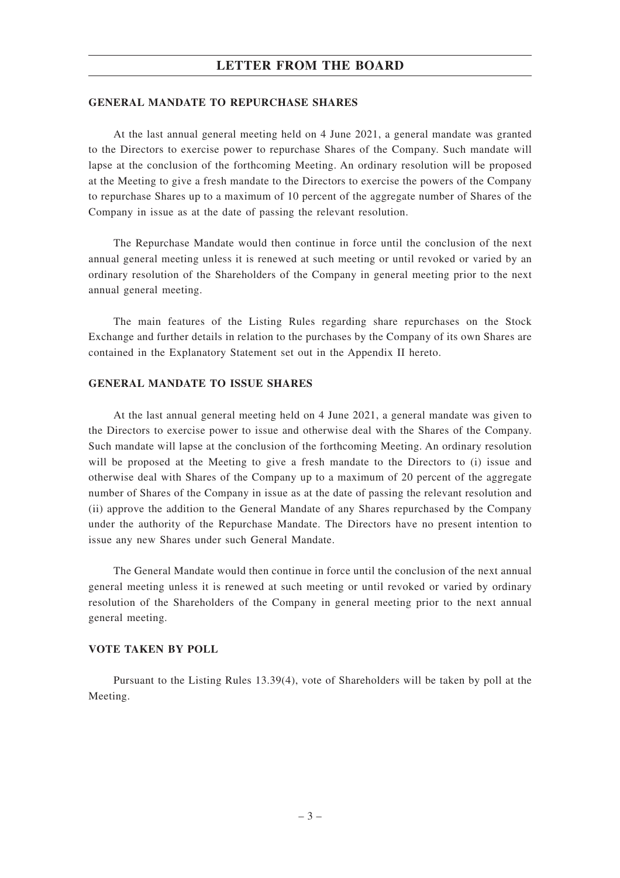### GENERAL MANDATE TO REPURCHASE SHARES

At the last annual general meeting held on 4 June 2021, a general mandate was granted to the Directors to exercise power to repurchase Shares of the Company. Such mandate will lapse at the conclusion of the forthcoming Meeting. An ordinary resolution will be proposed at the Meeting to give a fresh mandate to the Directors to exercise the powers of the Company to repurchase Shares up to a maximum of 10 percent of the aggregate number of Shares of the Company in issue as at the date of passing the relevant resolution.

The Repurchase Mandate would then continue in force until the conclusion of the next annual general meeting unless it is renewed at such meeting or until revoked or varied by an ordinary resolution of the Shareholders of the Company in general meeting prior to the next annual general meeting.

The main features of the Listing Rules regarding share repurchases on the Stock Exchange and further details in relation to the purchases by the Company of its own Shares are contained in the Explanatory Statement set out in the Appendix II hereto.

### GENERAL MANDATE TO ISSUE SHARES

At the last annual general meeting held on 4 June 2021, a general mandate was given to the Directors to exercise power to issue and otherwise deal with the Shares of the Company. Such mandate will lapse at the conclusion of the forthcoming Meeting. An ordinary resolution will be proposed at the Meeting to give a fresh mandate to the Directors to (i) issue and otherwise deal with Shares of the Company up to a maximum of 20 percent of the aggregate number of Shares of the Company in issue as at the date of passing the relevant resolution and (ii) approve the addition to the General Mandate of any Shares repurchased by the Company under the authority of the Repurchase Mandate. The Directors have no present intention to issue any new Shares under such General Mandate.

The General Mandate would then continue in force until the conclusion of the next annual general meeting unless it is renewed at such meeting or until revoked or varied by ordinary resolution of the Shareholders of the Company in general meeting prior to the next annual general meeting.

### VOTE TAKEN BY POLL

Pursuant to the Listing Rules 13.39(4), vote of Shareholders will be taken by poll at the Meeting.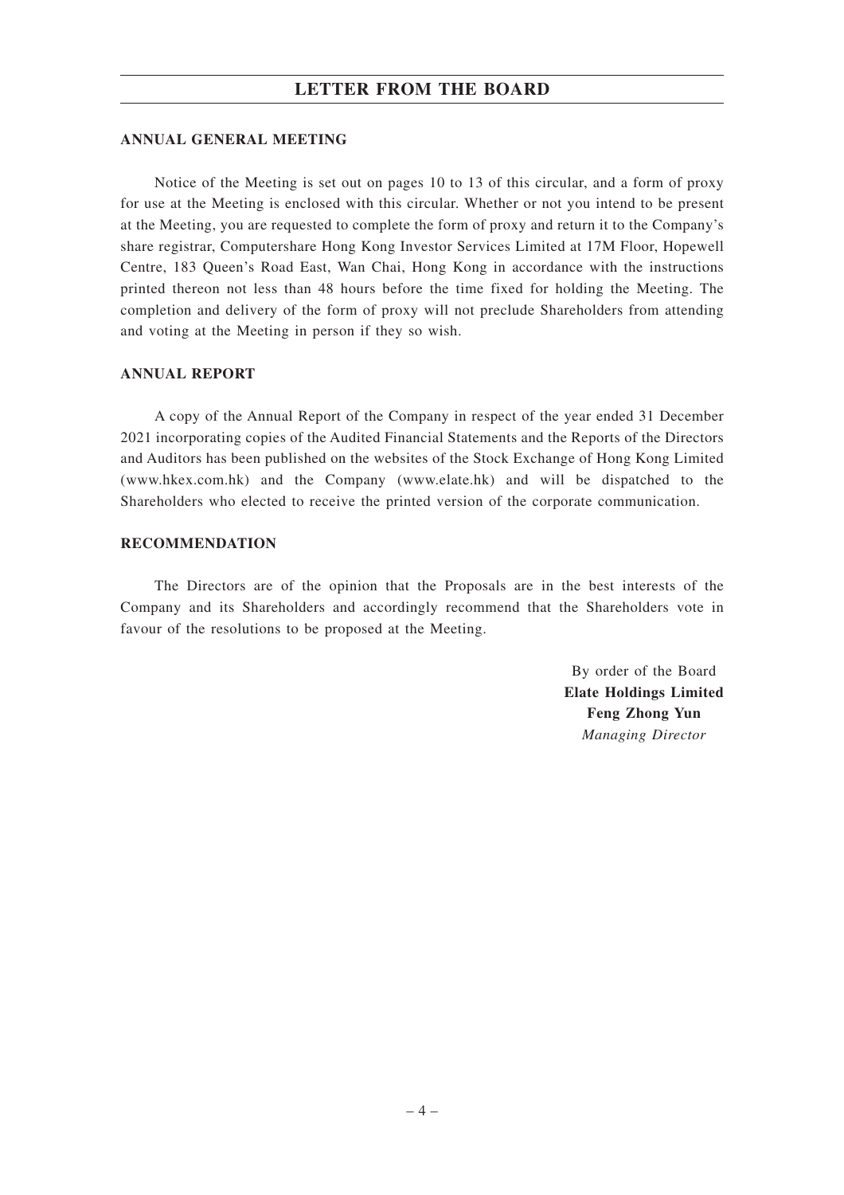## ANNUAL GENERAL MEETING

Notice of the Meeting is set out on pages 10 to 13 of this circular, and a form of proxy for use at the Meeting is enclosed with this circular. Whether or not you intend to be present at the Meeting, you are requested to complete the form of proxy and return it to the Company's share registrar, Computershare Hong Kong Investor Services Limited at 17M Floor, Hopewell Centre, 183 Queen's Road East, Wan Chai, Hong Kong in accordance with the instructions printed thereon not less than 48 hours before the time fixed for holding the Meeting. The completion and delivery of the form of proxy will not preclude Shareholders from attending and voting at the Meeting in person if they so wish.

## ANNUAL REPORT

A copy of the Annual Report of the Company in respect of the year ended 31 December 2021 incorporating copies of the Audited Financial Statements and the Reports of the Directors and Auditors has been published on the websites of the Stock Exchange of Hong Kong Limited (www.hkex.com.hk) and the Company (www.elate.hk) and will be dispatched to the Shareholders who elected to receive the printed version of the corporate communication.

## RECOMMENDATION

The Directors are of the opinion that the Proposals are in the best interests of the Company and its Shareholders and accordingly recommend that the Shareholders vote in favour of the resolutions to be proposed at the Meeting.

By order of the Board
**Elate Holdings Limited**
**Feng Zhong Yun**
*Managing Director*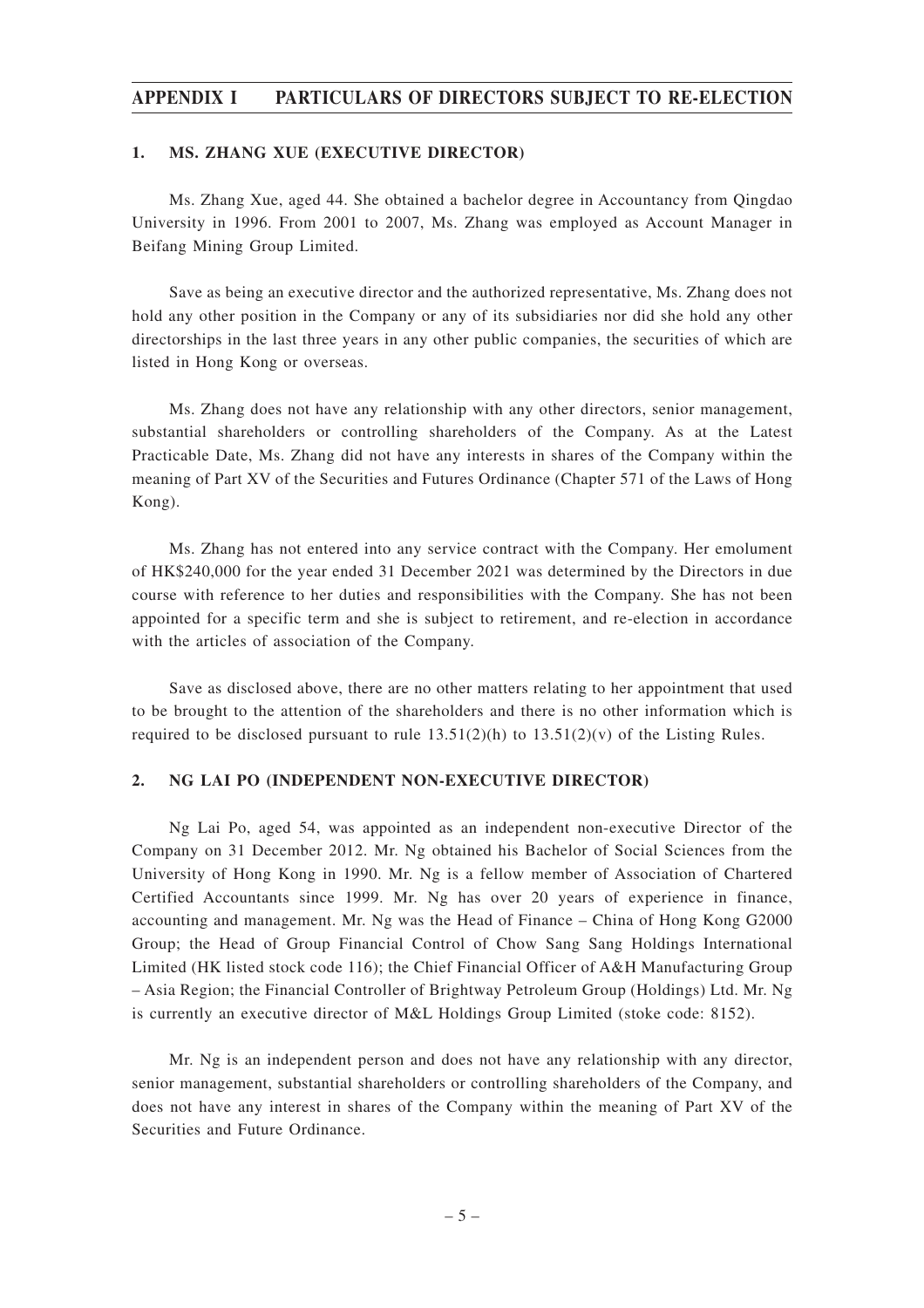## APPENDIX I PARTICULARS OF DIRECTORS SUBJECT TO RE-ELECTION

### 1. MS. ZHANG XUE (EXECUTIVE DIRECTOR)

Ms. Zhang Xue, aged 44. She obtained a bachelor degree in Accountancy from Qingdao University in 1996. From 2001 to 2007, Ms. Zhang was employed as Account Manager in Beifang Mining Group Limited.

Save as being an executive director and the authorized representative, Ms. Zhang does not hold any other position in the Company or any of its subsidiaries nor did she hold any other directorships in the last three years in any other public companies, the securities of which are listed in Hong Kong or overseas.

Ms. Zhang does not have any relationship with any other directors, senior management, substantial shareholders or controlling shareholders of the Company. As at the Latest Practicable Date, Ms. Zhang did not have any interests in shares of the Company within the meaning of Part XV of the Securities and Futures Ordinance (Chapter 571 of the Laws of Hong Kong).

Ms. Zhang has not entered into any service contract with the Company. Her emolument of HK$240,000 for the year ended 31 December 2021 was determined by the Directors in due course with reference to her duties and responsibilities with the Company. She has not been appointed for a specific term and she is subject to retirement, and re-election in accordance with the articles of association of the Company.

Save as disclosed above, there are no other matters relating to her appointment that used to be brought to the attention of the shareholders and there is no other information which is required to be disclosed pursuant to rule 13.51(2)(h) to 13.51(2)(v) of the Listing Rules.

### 2. NG LAI PO (INDEPENDENT NON-EXECUTIVE DIRECTOR)

Ng Lai Po, aged 54, was appointed as an independent non-executive Director of the Company on 31 December 2012. Mr. Ng obtained his Bachelor of Social Sciences from the University of Hong Kong in 1990. Mr. Ng is a fellow member of Association of Chartered Certified Accountants since 1999. Mr. Ng has over 20 years of experience in finance, accounting and management. Mr. Ng was the Head of Finance – China of Hong Kong G2000 Group; the Head of Group Financial Control of Chow Sang Sang Holdings International Limited (HK listed stock code 116); the Chief Financial Officer of A&H Manufacturing Group – Asia Region; the Financial Controller of Brightway Petroleum Group (Holdings) Ltd. Mr. Ng is currently an executive director of M&L Holdings Group Limited (stoke code: 8152).

Mr. Ng is an independent person and does not have any relationship with any director, senior management, substantial shareholders or controlling shareholders of the Company, and does not have any interest in shares of the Company within the meaning of Part XV of the Securities and Future Ordinance.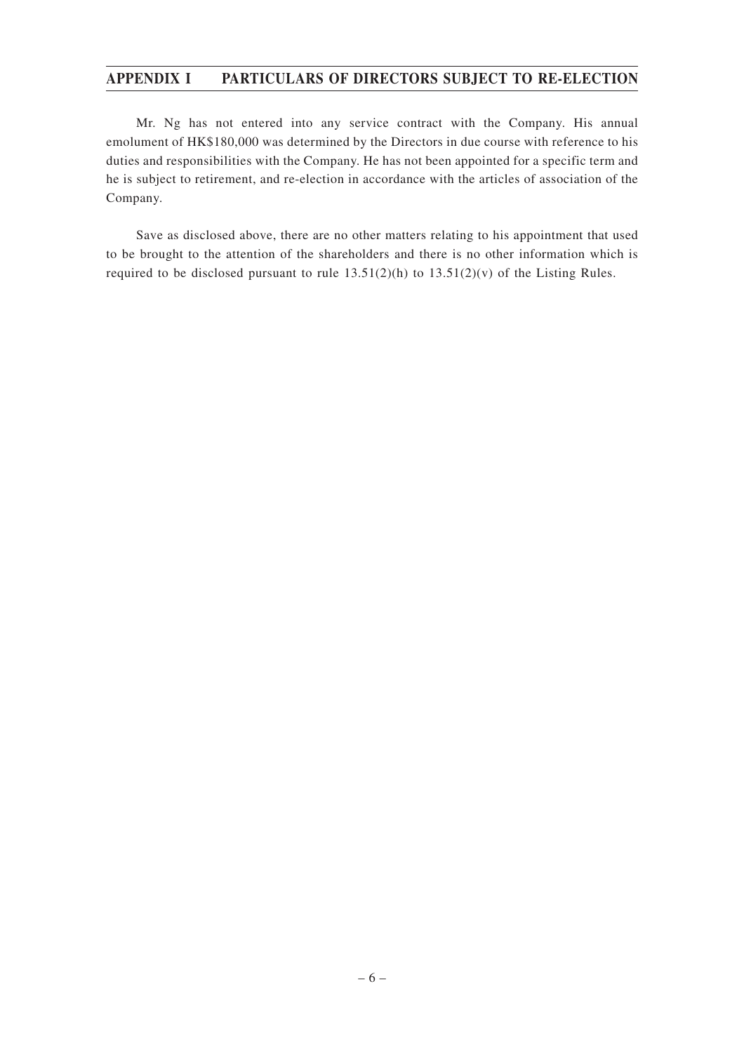Mr. Ng has not entered into any service contract with the Company. His annual emolument of HK$180,000 was determined by the Directors in due course with reference to his duties and responsibilities with the Company. He has not been appointed for a specific term and he is subject to retirement, and re-election in accordance with the articles of association of the Company.

Save as disclosed above, there are no other matters relating to his appointment that used to be brought to the attention of the shareholders and there is no other information which is required to be disclosed pursuant to rule 13.51(2)(h) to 13.51(2)(v) of the Listing Rules.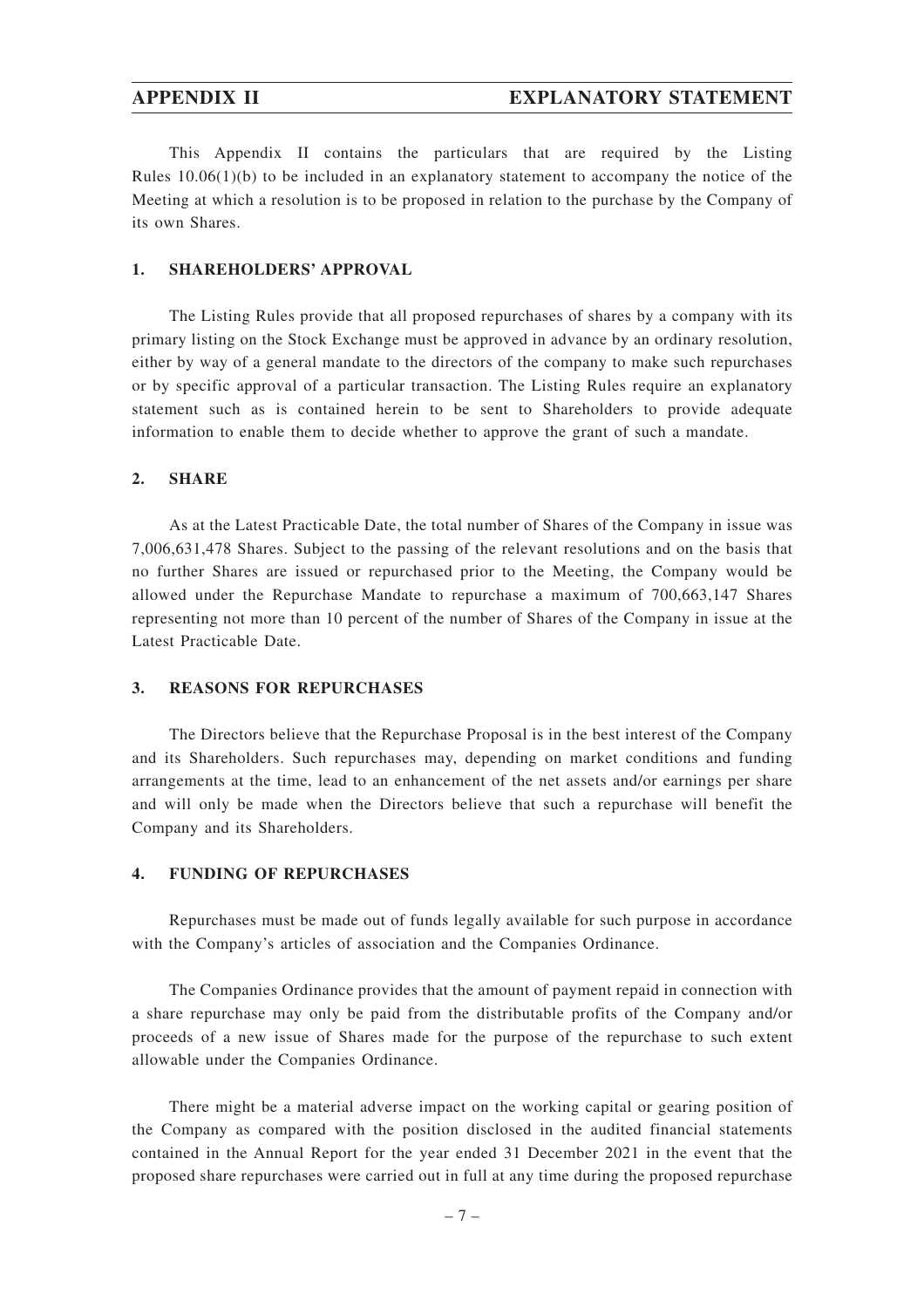This Appendix II contains the particulars that are required by the Listing Rules 10.06(1)(b) to be included in an explanatory statement to accompany the notice of the Meeting at which a resolution is to be proposed in relation to the purchase by the Company of its own Shares.

## 1. SHAREHOLDERS' APPROVAL

The Listing Rules provide that all proposed repurchases of shares by a company with its primary listing on the Stock Exchange must be approved in advance by an ordinary resolution, either by way of a general mandate to the directors of the company to make such repurchases or by specific approval of a particular transaction. The Listing Rules require an explanatory statement such as is contained herein to be sent to Shareholders to provide adequate information to enable them to decide whether to approve the grant of such a mandate.

## 2. SHARE

As at the Latest Practicable Date, the total number of Shares of the Company in issue was 7,006,631,478 Shares. Subject to the passing of the relevant resolutions and on the basis that no further Shares are issued or repurchased prior to the Meeting, the Company would be allowed under the Repurchase Mandate to repurchase a maximum of 700,663,147 Shares representing not more than 10 percent of the number of Shares of the Company in issue at the Latest Practicable Date.

## 3. REASONS FOR REPURCHASES

The Directors believe that the Repurchase Proposal is in the best interest of the Company and its Shareholders. Such repurchases may, depending on market conditions and funding arrangements at the time, lead to an enhancement of the net assets and/or earnings per share and will only be made when the Directors believe that such a repurchase will benefit the Company and its Shareholders.

## 4. FUNDING OF REPURCHASES

Repurchases must be made out of funds legally available for such purpose in accordance with the Company's articles of association and the Companies Ordinance.

The Companies Ordinance provides that the amount of payment repaid in connection with a share repurchase may only be paid from the distributable profits of the Company and/or proceeds of a new issue of Shares made for the purpose of the repurchase to such extent allowable under the Companies Ordinance.

There might be a material adverse impact on the working capital or gearing position of the Company as compared with the position disclosed in the audited financial statements contained in the Annual Report for the year ended 31 December 2021 in the event that the proposed share repurchases were carried out in full at any time during the proposed repurchase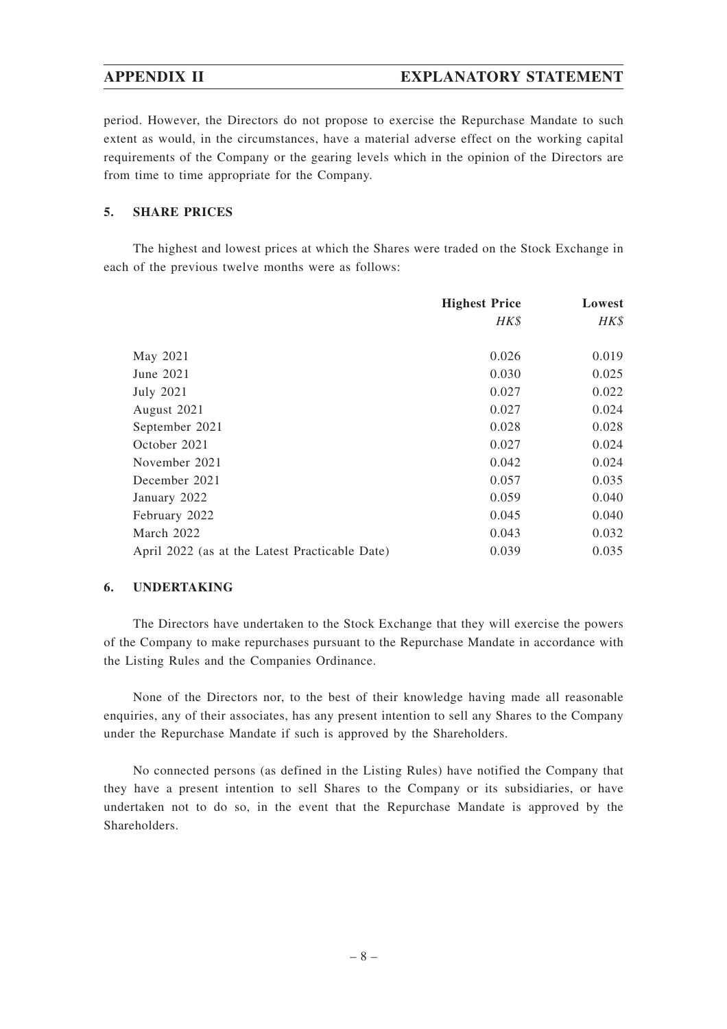period. However, the Directors do not propose to exercise the Repurchase Mandate to such extent as would, in the circumstances, have a material adverse effect on the working capital requirements of the Company or the gearing levels which in the opinion of the Directors are from time to time appropriate for the Company.

## 5. SHARE PRICES

The highest and lowest prices at which the Shares were traded on the Stock Exchange in each of the previous twelve months were as follows:

| | **Highest Price** | **Lowest** |
|---|---|---|
| | *HK$* | *HK$* |
| May 2021 | 0.026 | 0.019 |
| June 2021 | 0.030 | 0.025 |
| July 2021 | 0.027 | 0.022 |
| August 2021 | 0.027 | 0.024 |
| September 2021 | 0.028 | 0.028 |
| October 2021 | 0.027 | 0.024 |
| November 2021 | 0.042 | 0.024 |
| December 2021 | 0.057 | 0.035 |
| January 2022 | 0.059 | 0.040 |
| February 2022 | 0.045 | 0.040 |
| March 2022 | 0.043 | 0.032 |
| April 2022 (as at the Latest Practicable Date) | 0.039 | 0.035 |

## 6. UNDERTAKING

The Directors have undertaken to the Stock Exchange that they will exercise the powers of the Company to make repurchases pursuant to the Repurchase Mandate in accordance with the Listing Rules and the Companies Ordinance.

None of the Directors nor, to the best of their knowledge having made all reasonable enquiries, any of their associates, has any present intention to sell any Shares to the Company under the Repurchase Mandate if such is approved by the Shareholders.

No connected persons (as defined in the Listing Rules) have notified the Company that they have a present intention to sell Shares to the Company or its subsidiaries, or have undertaken not to do so, in the event that the Repurchase Mandate is approved by the Shareholders.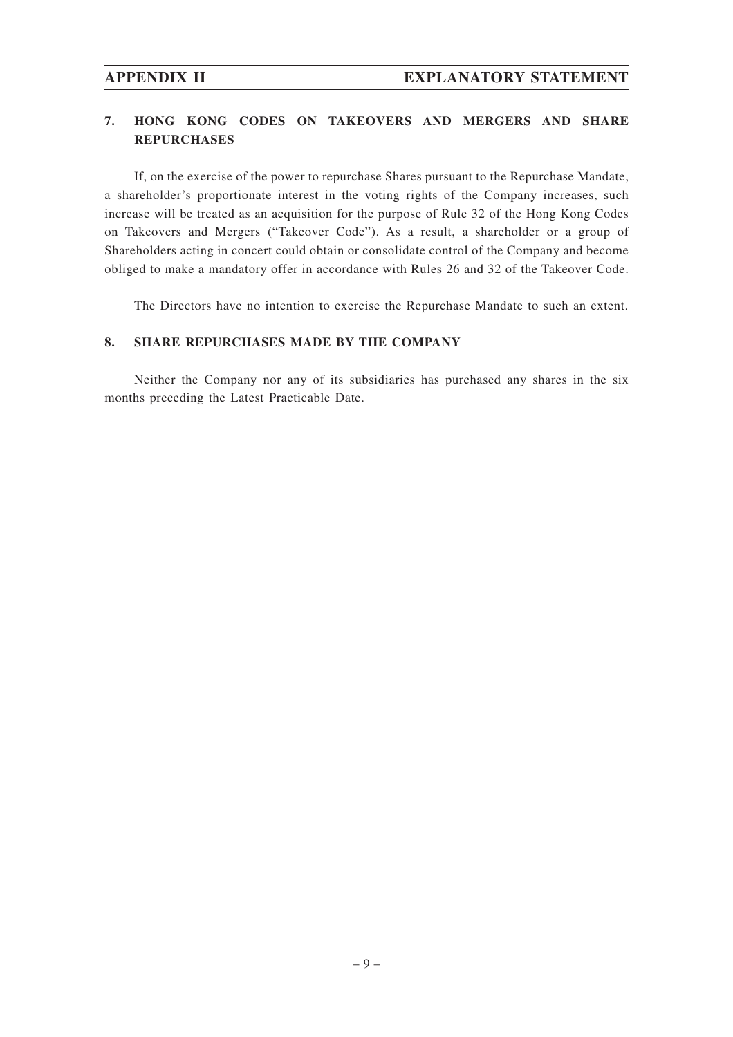## 7. HONG KONG CODES ON TAKEOVERS AND MERGERS AND SHARE REPURCHASES

If, on the exercise of the power to repurchase Shares pursuant to the Repurchase Mandate, a shareholder's proportionate interest in the voting rights of the Company increases, such increase will be treated as an acquisition for the purpose of Rule 32 of the Hong Kong Codes on Takeovers and Mergers ("Takeover Code"). As a result, a shareholder or a group of Shareholders acting in concert could obtain or consolidate control of the Company and become obliged to make a mandatory offer in accordance with Rules 26 and 32 of the Takeover Code.

The Directors have no intention to exercise the Repurchase Mandate to such an extent.

## 8. SHARE REPURCHASES MADE BY THE COMPANY

Neither the Company nor any of its subsidiaries has purchased any shares in the six months preceding the Latest Practicable Date.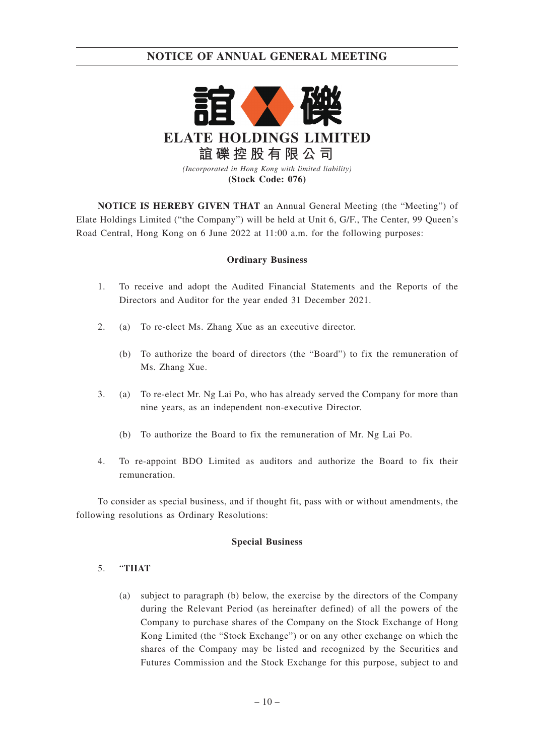# NOTICE OF ANNUAL GENERAL MEETING

**ELATE HOLDINGS LIMITED**

**誼礫控股有限公司**

*(Incorporated in Hong Kong with limited liability)*

**(Stock Code: 076)**

**NOTICE IS HEREBY GIVEN THAT** an Annual General Meeting (the "Meeting") of Elate Holdings Limited ("the Company") will be held at Unit 6, G/F., The Center, 99 Queen's Road Central, Hong Kong on 6 June 2022 at 11:00 a.m. for the following purposes:

**Ordinary Business**

1. To receive and adopt the Audited Financial Statements and the Reports of the Directors and Auditor for the year ended 31 December 2021.

2. (a) To re-elect Ms. Zhang Xue as an executive director.

   (b) To authorize the board of directors (the "Board") to fix the remuneration of Ms. Zhang Xue.

3. (a) To re-elect Mr. Ng Lai Po, who has already served the Company for more than nine years, as an independent non-executive Director.

   (b) To authorize the Board to fix the remuneration of Mr. Ng Lai Po.

4. To re-appoint BDO Limited as auditors and authorize the Board to fix their remuneration.

To consider as special business, and if thought fit, pass with or without amendments, the following resolutions as Ordinary Resolutions:

**Special Business**

5. "**THAT**

   (a) subject to paragraph (b) below, the exercise by the directors of the Company during the Relevant Period (as hereinafter defined) of all the powers of the Company to purchase shares of the Company on the Stock Exchange of Hong Kong Limited (the "Stock Exchange") or on any other exchange on which the shares of the Company may be listed and recognized by the Securities and Futures Commission and the Stock Exchange for this purpose, subject to and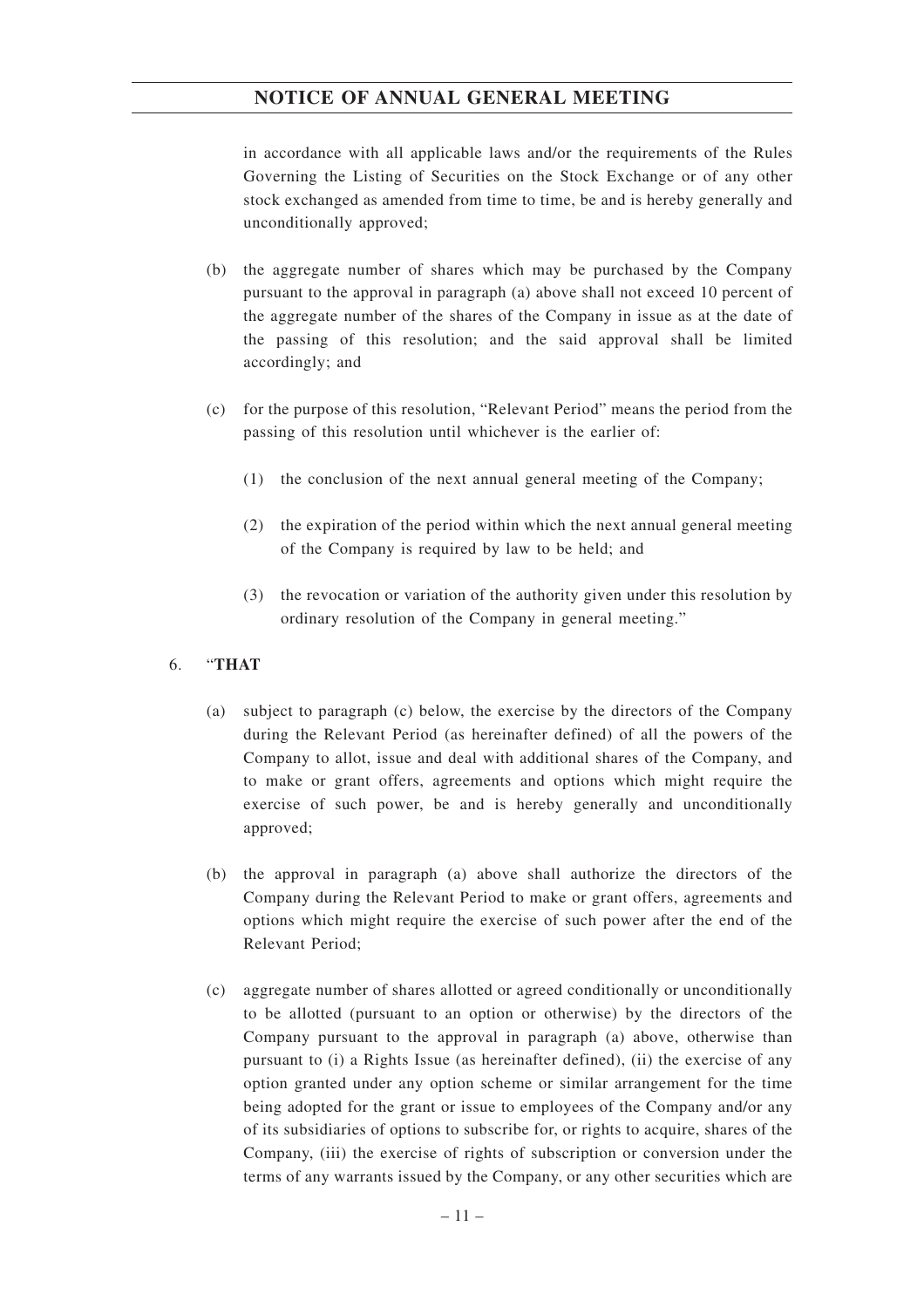in accordance with all applicable laws and/or the requirements of the Rules Governing the Listing of Securities on the Stock Exchange or of any other stock exchanged as amended from time to time, be and is hereby generally and unconditionally approved;

(b) the aggregate number of shares which may be purchased by the Company pursuant to the approval in paragraph (a) above shall not exceed 10 percent of the aggregate number of the shares of the Company in issue as at the date of the passing of this resolution; and the said approval shall be limited accordingly; and

(c) for the purpose of this resolution, "Relevant Period" means the period from the passing of this resolution until whichever is the earlier of:

(1) the conclusion of the next annual general meeting of the Company;

(2) the expiration of the period within which the next annual general meeting of the Company is required by law to be held; and

(3) the revocation or variation of the authority given under this resolution by ordinary resolution of the Company in general meeting."

6. "**THAT**

(a) subject to paragraph (c) below, the exercise by the directors of the Company during the Relevant Period (as hereinafter defined) of all the powers of the Company to allot, issue and deal with additional shares of the Company, and to make or grant offers, agreements and options which might require the exercise of such power, be and is hereby generally and unconditionally approved;

(b) the approval in paragraph (a) above shall authorize the directors of the Company during the Relevant Period to make or grant offers, agreements and options which might require the exercise of such power after the end of the Relevant Period;

(c) aggregate number of shares allotted or agreed conditionally or unconditionally to be allotted (pursuant to an option or otherwise) by the directors of the Company pursuant to the approval in paragraph (a) above, otherwise than pursuant to (i) a Rights Issue (as hereinafter defined), (ii) the exercise of any option granted under any option scheme or similar arrangement for the time being adopted for the grant or issue to employees of the Company and/or any of its subsidiaries of options to subscribe for, or rights to acquire, shares of the Company, (iii) the exercise of rights of subscription or conversion under the terms of any warrants issued by the Company, or any other securities which are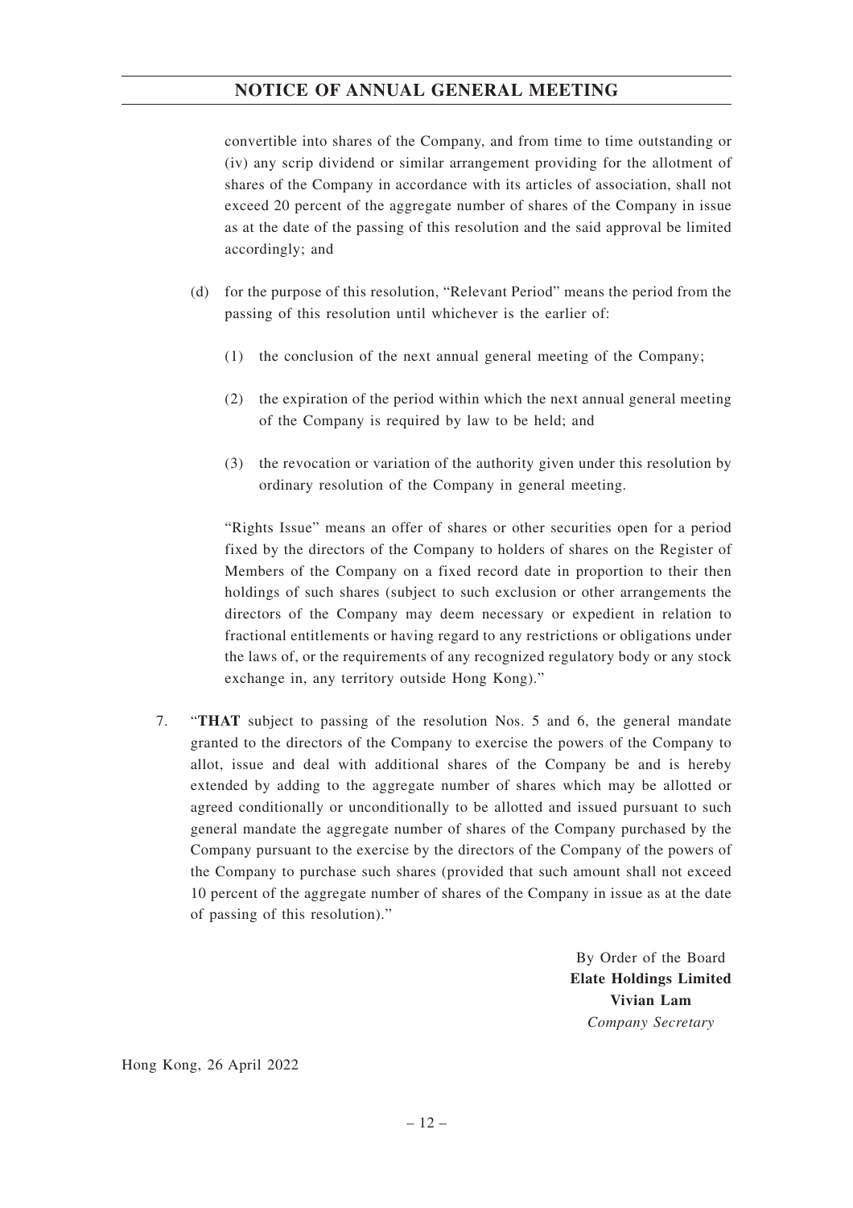convertible into shares of the Company, and from time to time outstanding or (iv) any scrip dividend or similar arrangement providing for the allotment of shares of the Company in accordance with its articles of association, shall not exceed 20 percent of the aggregate number of shares of the Company in issue as at the date of the passing of this resolution and the said approval be limited accordingly; and

(d) for the purpose of this resolution, "Relevant Period" means the period from the passing of this resolution until whichever is the earlier of:

(1) the conclusion of the next annual general meeting of the Company;

(2) the expiration of the period within which the next annual general meeting of the Company is required by law to be held; and

(3) the revocation or variation of the authority given under this resolution by ordinary resolution of the Company in general meeting.

"Rights Issue" means an offer of shares or other securities open for a period fixed by the directors of the Company to holders of shares on the Register of Members of the Company on a fixed record date in proportion to their then holdings of such shares (subject to such exclusion or other arrangements the directors of the Company may deem necessary or expedient in relation to fractional entitlements or having regard to any restrictions or obligations under the laws of, or the requirements of any recognized regulatory body or any stock exchange in, any territory outside Hong Kong)."

7. "**THAT** subject to passing of the resolution Nos. 5 and 6, the general mandate granted to the directors of the Company to exercise the powers of the Company to allot, issue and deal with additional shares of the Company be and is hereby extended by adding to the aggregate number of shares which may be allotted or agreed conditionally or unconditionally to be allotted and issued pursuant to such general mandate the aggregate number of shares of the Company purchased by the Company pursuant to the exercise by the directors of the Company of the powers of the Company to purchase such shares (provided that such amount shall not exceed 10 percent of the aggregate number of shares of the Company in issue as at the date of passing of this resolution)."

By Order of the Board
**Elate Holdings Limited**
**Vivian Lam**
*Company Secretary*

Hong Kong, 26 April 2022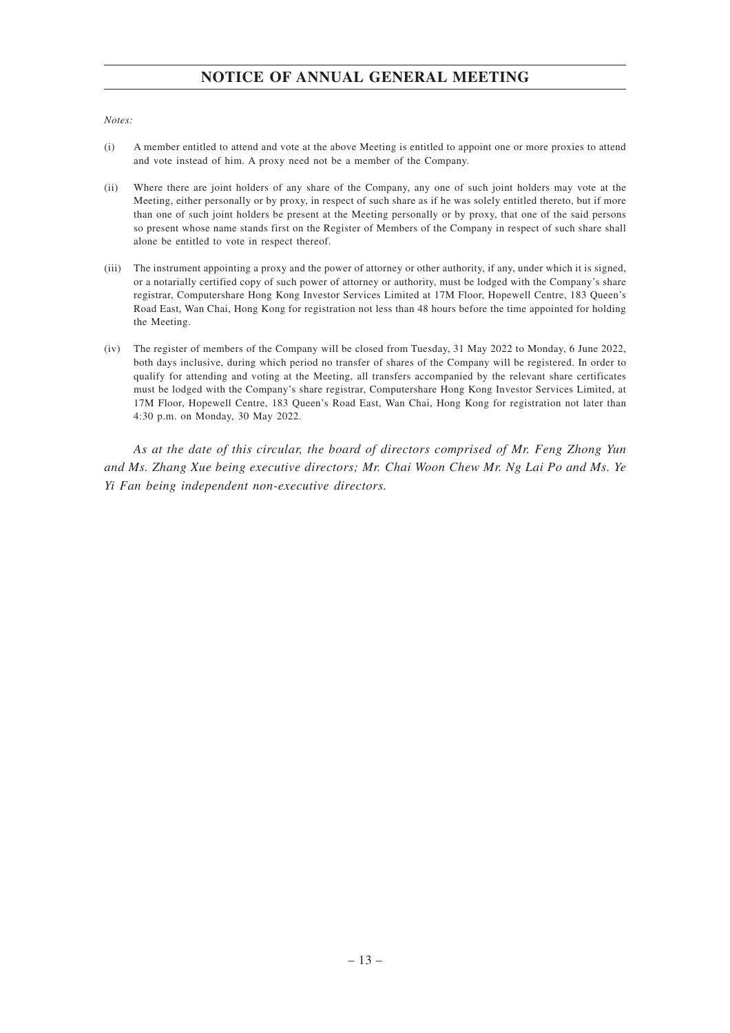# NOTICE OF ANNUAL GENERAL MEETING

*Notes:*

(i) A member entitled to attend and vote at the above Meeting is entitled to appoint one or more proxies to attend and vote instead of him. A proxy need not be a member of the Company.

(ii) Where there are joint holders of any share of the Company, any one of such joint holders may vote at the Meeting, either personally or by proxy, in respect of such share as if he was solely entitled thereto, but if more than one of such joint holders be present at the Meeting personally or by proxy, that one of the said persons so present whose name stands first on the Register of Members of the Company in respect of such share shall alone be entitled to vote in respect thereof.

(iii) The instrument appointing a proxy and the power of attorney or other authority, if any, under which it is signed, or a notarially certified copy of such power of attorney or authority, must be lodged with the Company's share registrar, Computershare Hong Kong Investor Services Limited at 17M Floor, Hopewell Centre, 183 Queen's Road East, Wan Chai, Hong Kong for registration not less than 48 hours before the time appointed for holding the Meeting.

(iv) The register of members of the Company will be closed from Tuesday, 31 May 2022 to Monday, 6 June 2022, both days inclusive, during which period no transfer of shares of the Company will be registered. In order to qualify for attending and voting at the Meeting, all transfers accompanied by the relevant share certificates must be lodged with the Company's share registrar, Computershare Hong Kong Investor Services Limited, at 17M Floor, Hopewell Centre, 183 Queen's Road East, Wan Chai, Hong Kong for registration not later than 4:30 p.m. on Monday, 30 May 2022.

*As at the date of this circular, the board of directors comprised of Mr. Feng Zhong Yun and Ms. Zhang Xue being executive directors; Mr. Chai Woon Chew Mr. Ng Lai Po and Ms. Ye Yi Fan being independent non-executive directors.*